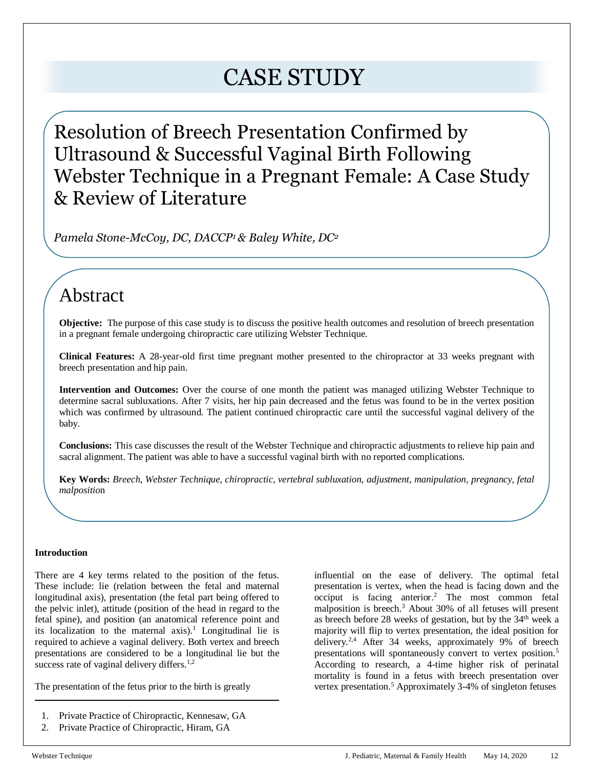# CASE STUDY

## Resolution of Breech Presentation Confirmed by Ultrasound & Successful Vaginal Birth Following Webster Technique in a Pregnant Female: A Case Study & Review of Literature

*Pamela Stone-McCoy, DC, DACCP[1] & Baley White, DC[2]*

## Abstract

**Objective:** The purpose of this case study is to discuss the positive health outcomes and resolution of breech presentation in a pregnant female undergoing chiropractic care utilizing Webster Technique.

**Clinical Features:** A 28-year-old first time pregnant mother presented to the chiropractor at 33 weeks pregnant with breech presentation and hip pain.

**Intervention and Outcomes:** Over the course of one month the patient was managed utilizing Webster Technique to determine sacral subluxations. After 7 visits, her hip pain decreased and the fetus was found to be in the vertex position which was confirmed by ultrasound. The patient continued chiropractic care until the successful vaginal delivery of the baby.

**Conclusions:** This case discusses the result of the Webster Technique and chiropractic adjustments to relieve hip pain and sacral alignment. The patient was able to have a successful vaginal birth with no reported complications.

**Key Words:** *Breech, Webster Technique, chiropractic, vertebral subluxation, adjustment, manipulation, pregnancy, fetal malposition*

### Introduction

There are 4 key terms related to the position of the fetus. These include: lie (relation between the fetal and maternal longitudinal axis), presentation (the fetal part being offered to the pelvic inlet), attitude (position of the head in regard to the fetal spine), and position (an anatomical reference point and its localization to the maternal axis).[1] Longitudinal lie is required to achieve a vaginal delivery. Both vertex and breech presentations are considered to be a longitudinal lie but the success rate of vaginal delivery differs.[1,2]

The presentation of the fetus prior to the birth is greatly influential on the ease of delivery. The optimal fetal presentation is vertex, when the head is facing down and the occiput is facing anterior.[2] The most common fetal malposition is breech.[3] About 30% of all fetuses will present as breech before 28 weeks of gestation, but by the 34th week a majority will flip to vertex presentation, the ideal position for delivery.[2,4] After 34 weeks, approximately 9% of breech presentations will spontaneously convert to vertex position.[5] According to research, a 4-time higher risk of perinatal mortality is found in a fetus with breech presentation over vertex presentation.[5] Approximately 3-4% of singleton fetuses

1. Private Practice of Chiropractic, Kennesaw, GA
2. Private Practice of Chiropractic, Hiram, GA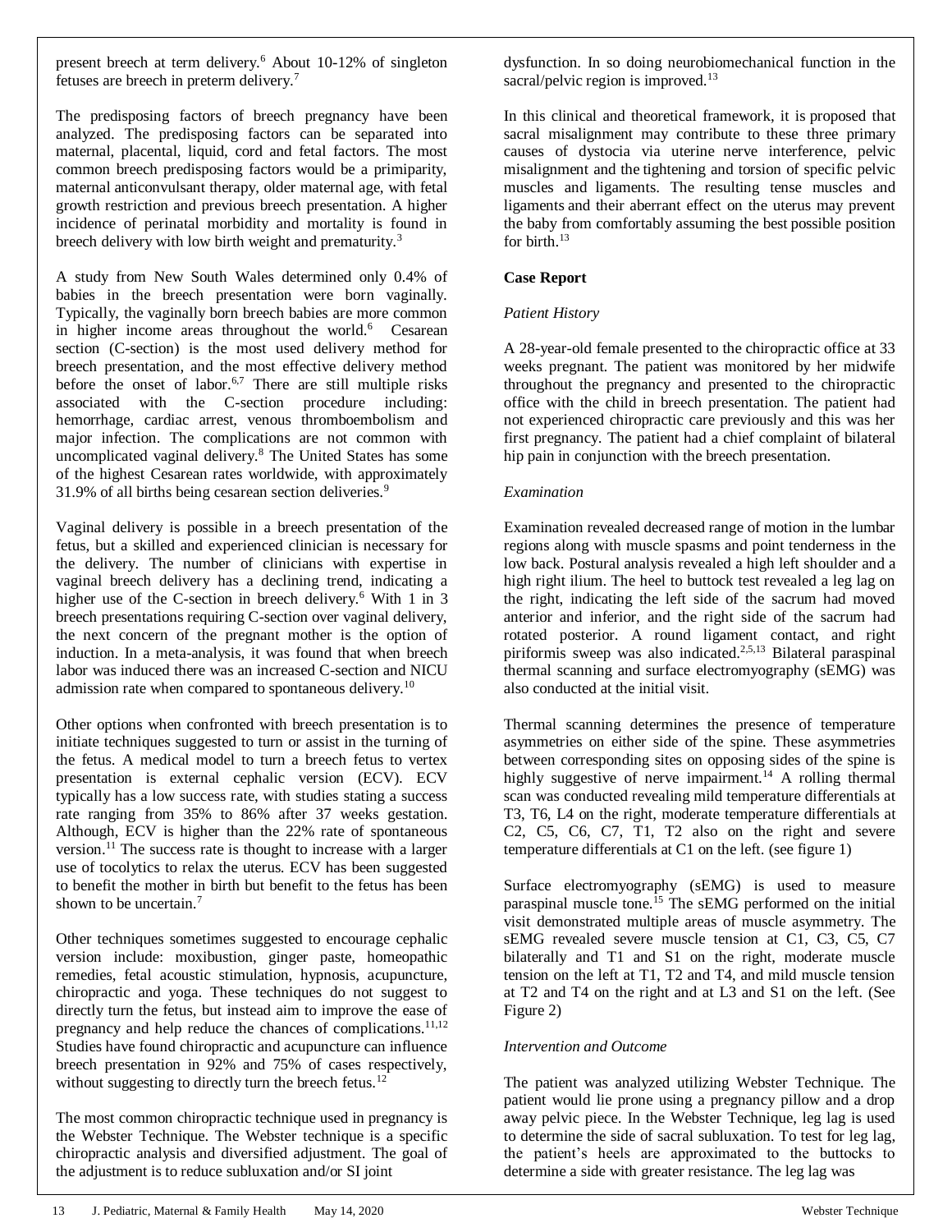present breech at term delivery.[6] About 10-12% of singleton fetuses are breech in preterm delivery.[7]

The predisposing factors of breech pregnancy have been analyzed. The predisposing factors can be separated into maternal, placental, liquid, cord and fetal factors. The most common breech predisposing factors would be a primiparity, maternal anticonvulsant therapy, older maternal age, with fetal growth restriction and previous breech presentation. A higher incidence of perinatal morbidity and mortality is found in breech delivery with low birth weight and prematurity.[3]

A study from New South Wales determined only 0.4% of babies in the breech presentation were born vaginally. Typically, the vaginally born breech babies are more common in higher income areas throughout the world.[6] Cesarean section (C-section) is the most used delivery method for breech presentation, and the most effective delivery method before the onset of labor.[6,7] There are still multiple risks associated with the C-section procedure including: hemorrhage, cardiac arrest, venous thromboembolism and major infection. The complications are not common with uncomplicated vaginal delivery.[8] The United States has some of the highest Cesarean rates worldwide, with approximately 31.9% of all births being cesarean section deliveries.[9]

Vaginal delivery is possible in a breech presentation of the fetus, but a skilled and experienced clinician is necessary for the delivery. The number of clinicians with expertise in vaginal breech delivery has a declining trend, indicating a higher use of the C-section in breech delivery.[6] With 1 in 3 breech presentations requiring C-section over vaginal delivery, the next concern of the pregnant mother is the option of induction. In a meta-analysis, it was found that when breech labor was induced there was an increased C-section and NICU admission rate when compared to spontaneous delivery.[10]

Other options when confronted with breech presentation is to initiate techniques suggested to turn or assist in the turning of the fetus. A medical model to turn a breech fetus to vertex presentation is external cephalic version (ECV). ECV typically has a low success rate, with studies stating a success rate ranging from 35% to 86% after 37 weeks gestation. Although, ECV is higher than the 22% rate of spontaneous version.[11] The success rate is thought to increase with a larger use of tocolytics to relax the uterus. ECV has been suggested to benefit the mother in birth but benefit to the fetus has been shown to be uncertain.[7]

Other techniques sometimes suggested to encourage cephalic version include: moxibustion, ginger paste, homeopathic remedies, fetal acoustic stimulation, hypnosis, acupuncture, chiropractic and yoga. These techniques do not suggest to directly turn the fetus, but instead aim to improve the ease of pregnancy and help reduce the chances of complications.[11,12] Studies have found chiropractic and acupuncture can influence breech presentation in 92% and 75% of cases respectively, without suggesting to directly turn the breech fetus.[12]

The most common chiropractic technique used in pregnancy is the Webster Technique. The Webster technique is a specific chiropractic analysis and diversified adjustment. The goal of the adjustment is to reduce subluxation and/or SI joint dysfunction. In so doing neurobiomechanical function in the sacral/pelvic region is improved.[13]

In this clinical and theoretical framework, it is proposed that sacral misalignment may contribute to these three primary causes of dystocia via uterine nerve interference, pelvic misalignment and the tightening and torsion of specific pelvic muscles and ligaments. The resulting tense muscles and ligaments and their aberrant effect on the uterus may prevent the baby from comfortably assuming the best possible position for birth.[13]

## Case Report

*Patient History*

A 28-year-old female presented to the chiropractic office at 33 weeks pregnant. The patient was monitored by her midwife throughout the pregnancy and presented to the chiropractic office with the child in breech presentation. The patient had not experienced chiropractic care previously and this was her first pregnancy. The patient had a chief complaint of bilateral hip pain in conjunction with the breech presentation.

*Examination*

Examination revealed decreased range of motion in the lumbar regions along with muscle spasms and point tenderness in the low back. Postural analysis revealed a high left shoulder and a high right ilium. The heel to buttock test revealed a leg lag on the right, indicating the left side of the sacrum had moved anterior and inferior, and the right side of the sacrum had rotated posterior. A round ligament contact, and right piriformis sweep was also indicated.[2,5,13] Bilateral paraspinal thermal scanning and surface electromyography (sEMG) was also conducted at the initial visit.

Thermal scanning determines the presence of temperature asymmetries on either side of the spine. These asymmetries between corresponding sites on opposing sides of the spine is highly suggestive of nerve impairment.[14] A rolling thermal scan was conducted revealing mild temperature differentials at T3, T6, L4 on the right, moderate temperature differentials at C2, C5, C6, C7, T1, T2 also on the right and severe temperature differentials at C1 on the left. (see figure 1)

Surface electromyography (sEMG) is used to measure paraspinal muscle tone.[15] The sEMG performed on the initial visit demonstrated multiple areas of muscle asymmetry. The sEMG revealed severe muscle tension at C1, C3, C5, C7 bilaterally and T1 and S1 on the right, moderate muscle tension on the left at T1, T2 and T4, and mild muscle tension at T2 and T4 on the right and at L3 and S1 on the left. (See Figure 2)

*Intervention and Outcome*

The patient was analyzed utilizing Webster Technique. The patient would lie prone using a pregnancy pillow and a drop away pelvic piece. In the Webster Technique, leg lag is used to determine the side of sacral subluxation. To test for leg lag, the patient's heels are approximated to the buttocks to determine a side with greater resistance. The leg lag was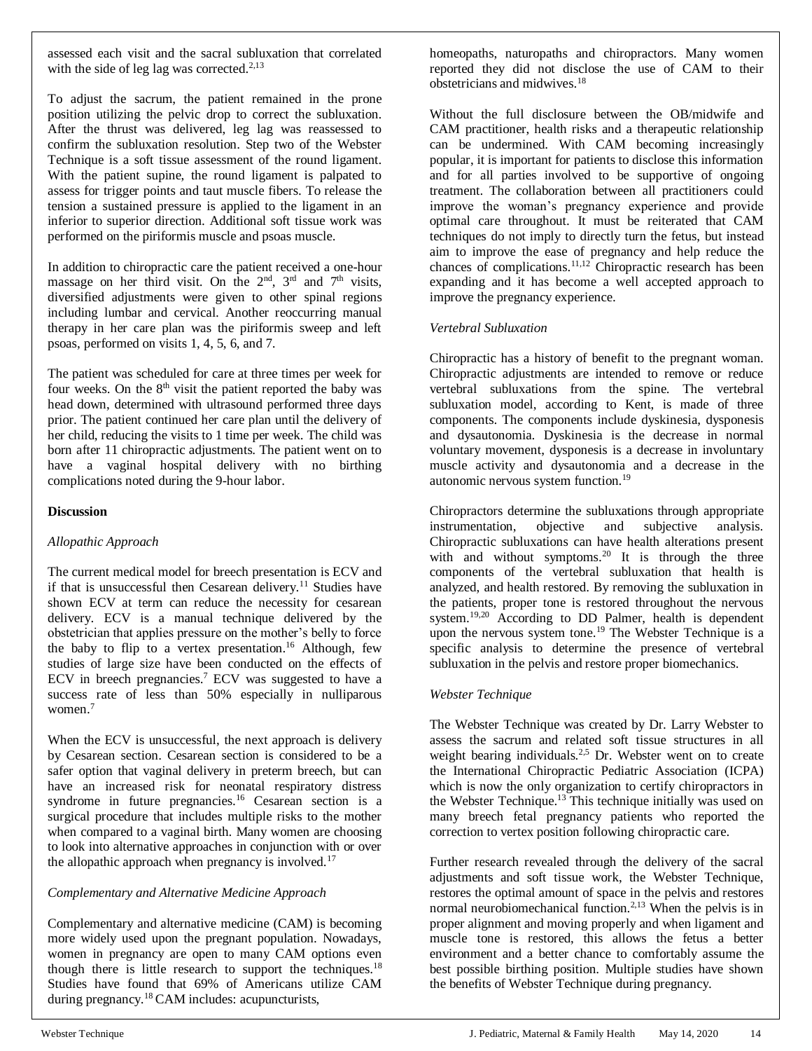assessed each visit and the sacral subluxation that correlated with the side of leg lag was corrected.[2,13]

To adjust the sacrum, the patient remained in the prone position utilizing the pelvic drop to correct the subluxation. After the thrust was delivered, leg lag was reassessed to confirm the subluxation resolution. Step two of the Webster Technique is a soft tissue assessment of the round ligament. With the patient supine, the round ligament is palpated to assess for trigger points and taut muscle fibers. To release the tension a sustained pressure is applied to the ligament in an inferior to superior direction. Additional soft tissue work was performed on the piriformis muscle and psoas muscle.

In addition to chiropractic care the patient received a one-hour massage on her third visit. On the 2nd, 3rd and 7th visits, diversified adjustments were given to other spinal regions including lumbar and cervical. Another reoccurring manual therapy in her care plan was the piriformis sweep and left psoas, performed on visits 1, 4, 5, 6, and 7.

The patient was scheduled for care at three times per week for four weeks. On the 8th visit the patient reported the baby was head down, determined with ultrasound performed three days prior. The patient continued her care plan until the delivery of her child, reducing the visits to 1 time per week. The child was born after 11 chiropractic adjustments. The patient went on to have a vaginal hospital delivery with no birthing complications noted during the 9-hour labor.

## Discussion

*Allopathic Approach*

The current medical model for breech presentation is ECV and if that is unsuccessful then Cesarean delivery.[11] Studies have shown ECV at term can reduce the necessity for cesarean delivery. ECV is a manual technique delivered by the obstetrician that applies pressure on the mother's belly to force the baby to flip to a vertex presentation.[16] Although, few studies of large size have been conducted on the effects of ECV in breech pregnancies.[7] ECV was suggested to have a success rate of less than 50% especially in nulliparous women.[7]

When the ECV is unsuccessful, the next approach is delivery by Cesarean section. Cesarean section is considered to be a safer option that vaginal delivery in preterm breech, but can have an increased risk for neonatal respiratory distress syndrome in future pregnancies.[16] Cesarean section is a surgical procedure that includes multiple risks to the mother when compared to a vaginal birth. Many women are choosing to look into alternative approaches in conjunction with or over the allopathic approach when pregnancy is involved.[17]

*Complementary and Alternative Medicine Approach*

Complementary and alternative medicine (CAM) is becoming more widely used upon the pregnant population. Nowadays, women in pregnancy are open to many CAM options even though there is little research to support the techniques.[18] Studies have found that 69% of Americans utilize CAM during pregnancy.[18] CAM includes: acupuncturists, homeopaths, naturopaths and chiropractors. Many women reported they did not disclose the use of CAM to their obstetricians and midwives.[18]

Without the full disclosure between the OB/midwife and CAM practitioner, health risks and a therapeutic relationship can be undermined. With CAM becoming increasingly popular, it is important for patients to disclose this information and for all parties involved to be supportive of ongoing treatment. The collaboration between all practitioners could improve the woman's pregnancy experience and provide optimal care throughout. It must be reiterated that CAM techniques do not imply to directly turn the fetus, but instead aim to improve the ease of pregnancy and help reduce the chances of complications.[11,12] Chiropractic research has been expanding and it has become a well accepted approach to improve the pregnancy experience.

*Vertebral Subluxation*

Chiropractic has a history of benefit to the pregnant woman. Chiropractic adjustments are intended to remove or reduce vertebral subluxations from the spine. The vertebral subluxation model, according to Kent, is made of three components. The components include dyskinesia, dysponesis and dysautonomia. Dyskinesia is the decrease in normal voluntary movement, dysponesis is a decrease in involuntary muscle activity and dysautonomia and a decrease in the autonomic nervous system function.[19]

Chiropractors determine the subluxations through appropriate instrumentation, objective and subjective analysis. Chiropractic subluxations can have health alterations present with and without symptoms.[20] It is through the three components of the vertebral subluxation that health is analyzed, and health restored. By removing the subluxation in the patients, proper tone is restored throughout the nervous system.[19,20] According to DD Palmer, health is dependent upon the nervous system tone.[19] The Webster Technique is a specific analysis to determine the presence of vertebral subluxation in the pelvis and restore proper biomechanics.

*Webster Technique*

The Webster Technique was created by Dr. Larry Webster to assess the sacrum and related soft tissue structures in all weight bearing individuals.[2,5] Dr. Webster went on to create the International Chiropractic Pediatric Association (ICPA) which is now the only organization to certify chiropractors in the Webster Technique.[13] This technique initially was used on many breech fetal pregnancy patients who reported the correction to vertex position following chiropractic care.

Further research revealed through the delivery of the sacral adjustments and soft tissue work, the Webster Technique, restores the optimal amount of space in the pelvis and restores normal neurobiomechanical function.[2,13] When the pelvis is in proper alignment and moving properly and when ligament and muscle tone is restored, this allows the fetus a better environment and a better chance to comfortably assume the best possible birthing position. Multiple studies have shown the benefits of Webster Technique during pregnancy.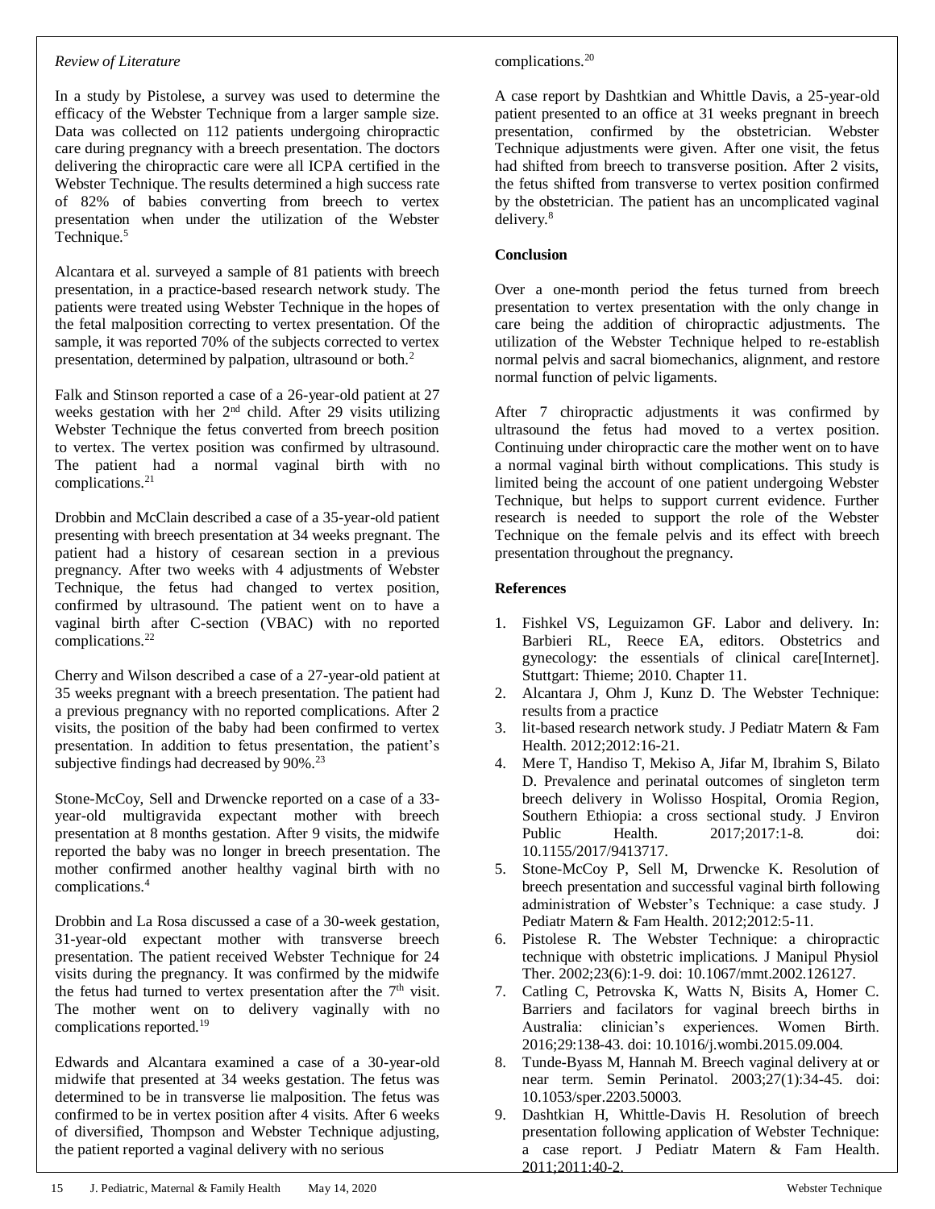*Review of Literature*

In a study by Pistolese, a survey was used to determine the efficacy of the Webster Technique from a larger sample size. Data was collected on 112 patients undergoing chiropractic care during pregnancy with a breech presentation. The doctors delivering the chiropractic care were all ICPA certified in the Webster Technique. The results determined a high success rate of 82% of babies converting from breech to vertex presentation when under the utilization of the Webster Technique.[5]

Alcantara et al. surveyed a sample of 81 patients with breech presentation, in a practice-based research network study. The patients were treated using Webster Technique in the hopes of the fetal malposition correcting to vertex presentation. Of the sample, it was reported 70% of the subjects corrected to vertex presentation, determined by palpation, ultrasound or both.[2]

Falk and Stinson reported a case of a 26-year-old patient at 27 weeks gestation with her 2nd child. After 29 visits utilizing Webster Technique the fetus converted from breech position to vertex. The vertex position was confirmed by ultrasound. The patient had a normal vaginal birth with no complications.[21]

Drobbin and McClain described a case of a 35-year-old patient presenting with breech presentation at 34 weeks pregnant. The patient had a history of cesarean section in a previous pregnancy. After two weeks with 4 adjustments of Webster Technique, the fetus had changed to vertex position, confirmed by ultrasound. The patient went on to have a vaginal birth after C-section (VBAC) with no reported complications.[22]

Cherry and Wilson described a case of a 27-year-old patient at 35 weeks pregnant with a breech presentation. The patient had a previous pregnancy with no reported complications. After 2 visits, the position of the baby had been confirmed to vertex presentation. In addition to fetus presentation, the patient's subjective findings had decreased by 90%.[23]

Stone-McCoy, Sell and Drwencke reported on a case of a 33-year-old multigravida expectant mother with breech presentation at 8 months gestation. After 9 visits, the midwife reported the baby was no longer in breech presentation. The mother confirmed another healthy vaginal birth with no complications.[4]

Drobbin and La Rosa discussed a case of a 30-week gestation, 31-year-old expectant mother with transverse breech presentation. The patient received Webster Technique for 24 visits during the pregnancy. It was confirmed by the midwife the fetus had turned to vertex presentation after the 7th visit. The mother went on to delivery vaginally with no complications reported.[19]

Edwards and Alcantara examined a case of a 30-year-old midwife that presented at 34 weeks gestation. The fetus was determined to be in transverse lie malposition. The fetus was confirmed to be in vertex position after 4 visits. After 6 weeks of diversified, Thompson and Webster Technique adjusting, the patient reported a vaginal delivery with no serious complications.[20]

A case report by Dashtkian and Whittle Davis, a 25-year-old patient presented to an office at 31 weeks pregnant in breech presentation, confirmed by the obstetrician. Webster Technique adjustments were given. After one visit, the fetus had shifted from breech to transverse position. After 2 visits, the fetus shifted from transverse to vertex position confirmed by the obstetrician. The patient has an uncomplicated vaginal delivery.[8]

**Conclusion**

Over a one-month period the fetus turned from breech presentation to vertex presentation with the only change in care being the addition of chiropractic adjustments. The utilization of the Webster Technique helped to re-establish normal pelvis and sacral biomechanics, alignment, and restore normal function of pelvic ligaments.

After 7 chiropractic adjustments it was confirmed by ultrasound the fetus had moved to a vertex position. Continuing under chiropractic care the mother went on to have a normal vaginal birth without complications. This study is limited being the account of one patient undergoing Webster Technique, but helps to support current evidence. Further research is needed to support the role of the Webster Technique on the female pelvis and its effect with breech presentation throughout the pregnancy.

**References**

1. Fishkel VS, Leguizamon GF. Labor and delivery. In: Barbieri RL, Reece EA, editors. Obstetrics and gynecology: the essentials of clinical care[Internet]. Stuttgart: Thieme; 2010. Chapter 11.
2. Alcantara J, Ohm J, Kunz D. The Webster Technique: results from a practice
3. lit-based research network study. J Pediatr Matern & Fam Health. 2012;2012:16-21.
4. Mere T, Handiso T, Mekiso A, Jifar M, Ibrahim S, Bilato D. Prevalence and perinatal outcomes of singleton term breech delivery in Wolisso Hospital, Oromia Region, Southern Ethiopia: a cross sectional study. J Environ Public Health. 2017;2017:1-8. doi: 10.1155/2017/9413717.
5. Stone-McCoy P, Sell M, Drwencke K. Resolution of breech presentation and successful vaginal birth following administration of Webster's Technique: a case study. J Pediatr Matern & Fam Health. 2012;2012:5-11.
6. Pistolese R. The Webster Technique: a chiropractic technique with obstetric implications. J Manipul Physiol Ther. 2002;23(6):1-9. doi: 10.1067/mmt.2002.126127.
7. Catling C, Petrovska K, Watts N, Bisits A, Homer C. Barriers and facilators for vaginal breech births in Australia: clinician's experiences. Women Birth. 2016;29:138-43. doi: 10.1016/j.wombi.2015.09.004.
8. Tunde-Byass M, Hannah M. Breech vaginal delivery at or near term. Semin Perinatol. 2003;27(1):34-45. doi: 10.1053/sper.2203.50003.
9. Dashtkian H, Whittle-Davis H. Resolution of breech presentation following application of Webster Technique: a case report. J Pediatr Matern & Fam Health. 2011;2011:40-2.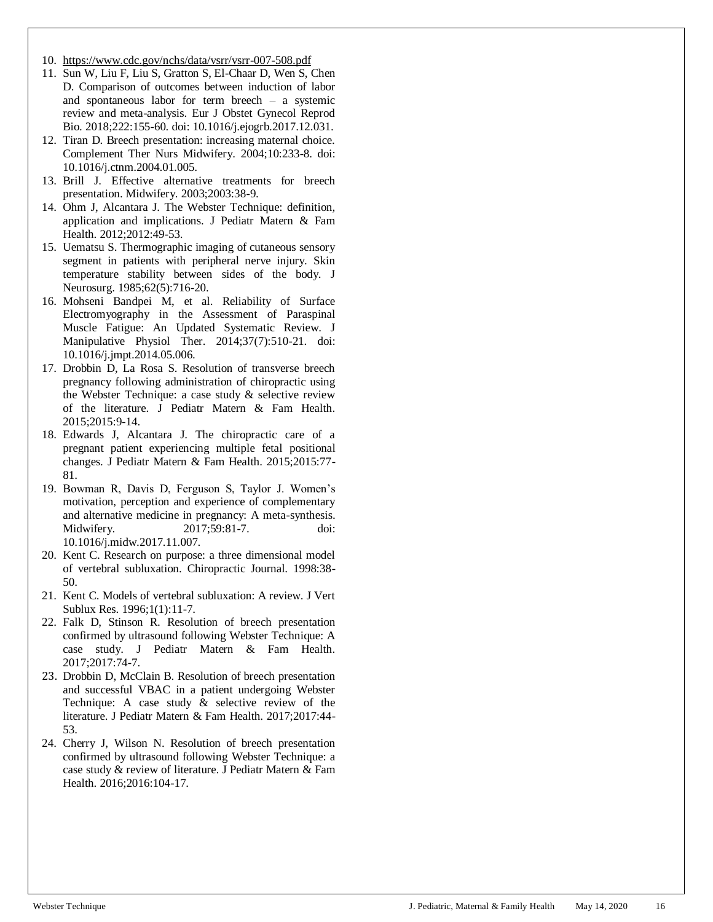10. https://www.cdc.gov/nchs/data/vsrr/vsrr-007-508.pdf
11. Sun W, Liu F, Liu S, Gratton S, El-Chaar D, Wen S, Chen D. Comparison of outcomes between induction of labor and spontaneous labor for term breech – a systemic review and meta-analysis. Eur J Obstet Gynecol Reprod Bio. 2018;222:155-60. doi: 10.1016/j.ejogrb.2017.12.031.
12. Tiran D. Breech presentation: increasing maternal choice. Complement Ther Nurs Midwifery. 2004;10:233-8. doi: 10.1016/j.ctnm.2004.01.005.
13. Brill J. Effective alternative treatments for breech presentation. Midwifery. 2003;2003:38-9.
14. Ohm J, Alcantara J. The Webster Technique: definition, application and implications. J Pediatr Matern & Fam Health. 2012;2012:49-53.
15. Uematsu S. Thermographic imaging of cutaneous sensory segment in patients with peripheral nerve injury. Skin temperature stability between sides of the body. J Neurosurg. 1985;62(5):716-20.
16. Mohseni Bandpei M, et al. Reliability of Surface Electromyography in the Assessment of Paraspinal Muscle Fatigue: An Updated Systematic Review. J Manipulative Physiol Ther. 2014;37(7):510-21. doi: 10.1016/j.jmpt.2014.05.006.
17. Drobbin D, La Rosa S. Resolution of transverse breech pregnancy following administration of chiropractic using the Webster Technique: a case study & selective review of the literature. J Pediatr Matern & Fam Health. 2015;2015:9-14.
18. Edwards J, Alcantara J. The chiropractic care of a pregnant patient experiencing multiple fetal positional changes. J Pediatr Matern & Fam Health. 2015;2015:77-81.
19. Bowman R, Davis D, Ferguson S, Taylor J. Women's motivation, perception and experience of complementary and alternative medicine in pregnancy: A meta-synthesis. Midwifery. 2017;59:81-7. doi: 10.1016/j.midw.2017.11.007.
20. Kent C. Research on purpose: a three dimensional model of vertebral subluxation. Chiropractic Journal. 1998:38-50.
21. Kent C. Models of vertebral subluxation: A review. J Vert Sublux Res. 1996;1(1):11-7.
22. Falk D, Stinson R. Resolution of breech presentation confirmed by ultrasound following Webster Technique: A case study. J Pediatr Matern & Fam Health. 2017;2017:74-7.
23. Drobbin D, McClain B. Resolution of breech presentation and successful VBAC in a patient undergoing Webster Technique: A case study & selective review of the literature. J Pediatr Matern & Fam Health. 2017;2017:44-53.
24. Cherry J, Wilson N. Resolution of breech presentation confirmed by ultrasound following Webster Technique: a case study & review of literature. J Pediatr Matern & Fam Health. 2016;2016:104-17.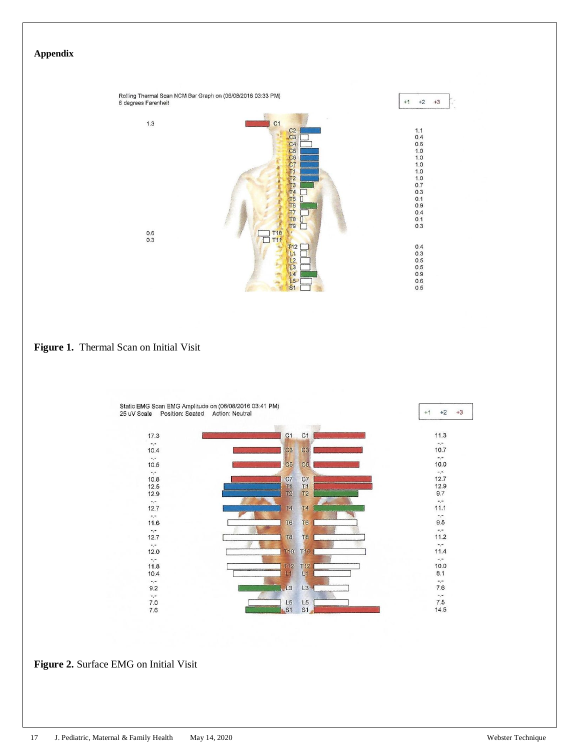## Appendix

Rolling Thermal Scan NCM Bar Graph on (06/08/2016 03:33 PM)
6 degrees Farenheit

+1 +2 +3

1.3
C1
C2 C3 C4 C5 C6 C7 T1 T2 T3 T4 T5 T6 T7 T8 T9
1.1
0.4
0.6
1.0
1.0
1.0
1.0
1.0
0.7
0.3
0.1
0.9
0.4
0.1
0.3
0.6
0.3
T10
T11
T12 L1 L2 L3 L4 L5 S1
0.4
0.3
0.5
0.5
0.9
0.6
0.5

**Figure 1.** Thermal Scan on Initial Visit

Static EMG Scan EMG Amplitude on (06/08/2016 03:41 PM)
25 uV Scale Position: Seated Action: Neutral

+1 +2 +3

17.3 C1 C1 11.3
10.4 C3 C3 10.7
10.5 C5 C5 10.0
10.8 C7 C7 12.7
12.5 T1 T1 12.9
12.9 T2 T2 9.7
12.7 T4 T4 11.1
11.6 T6 T6 9.5
12.7 T8 T8 11.2
12.0 T10 T10 11.4
11.8 T12 T12 10.0
10.4 L1 L1 8.1
9.2 L3 L3 7.6
7.0 L5 L5 7.5
7.6 S1 S1 14.5

**Figure 2.** Surface EMG on Initial Visit